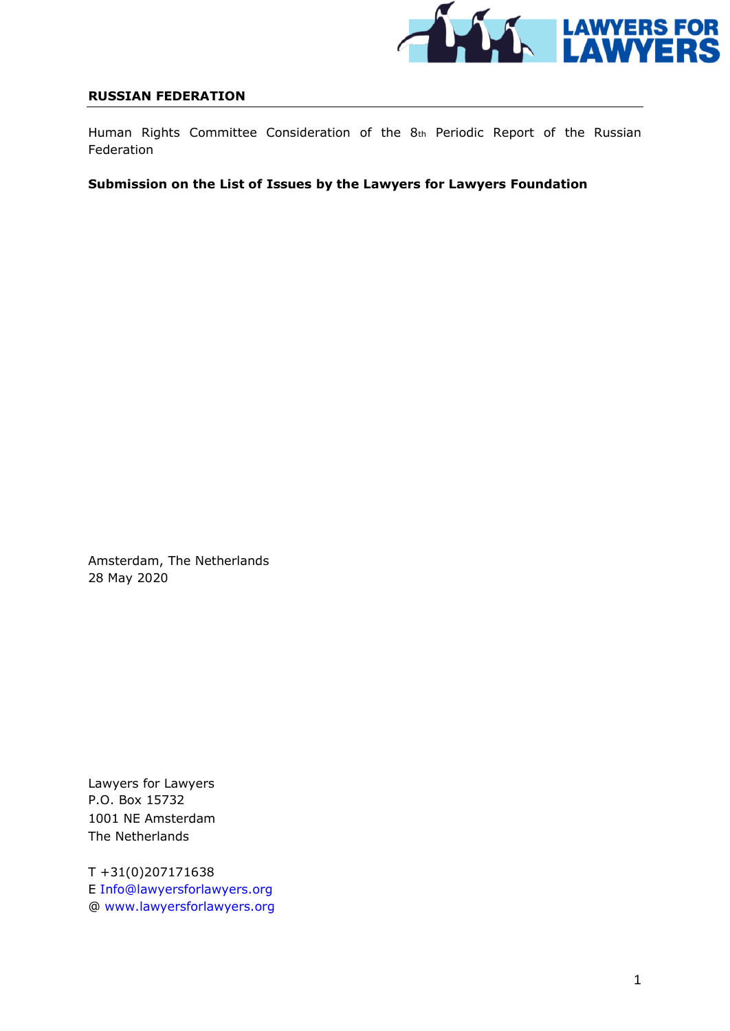**RUSSIAN FEDERATION**

---

Human Rights Committee Consideration of the 8th Periodic Report of the Russian Federation

**Submission on the List of Issues by the Lawyers for Lawyers Foundation**

Amsterdam, The Netherlands
28 May 2020

Lawyers for Lawyers
P.O. Box 15732
1001 NE Amsterdam
The Netherlands

T +31(0)207171638
E Info@lawyersforlawyers.org
@ www.lawyersforlawyers.org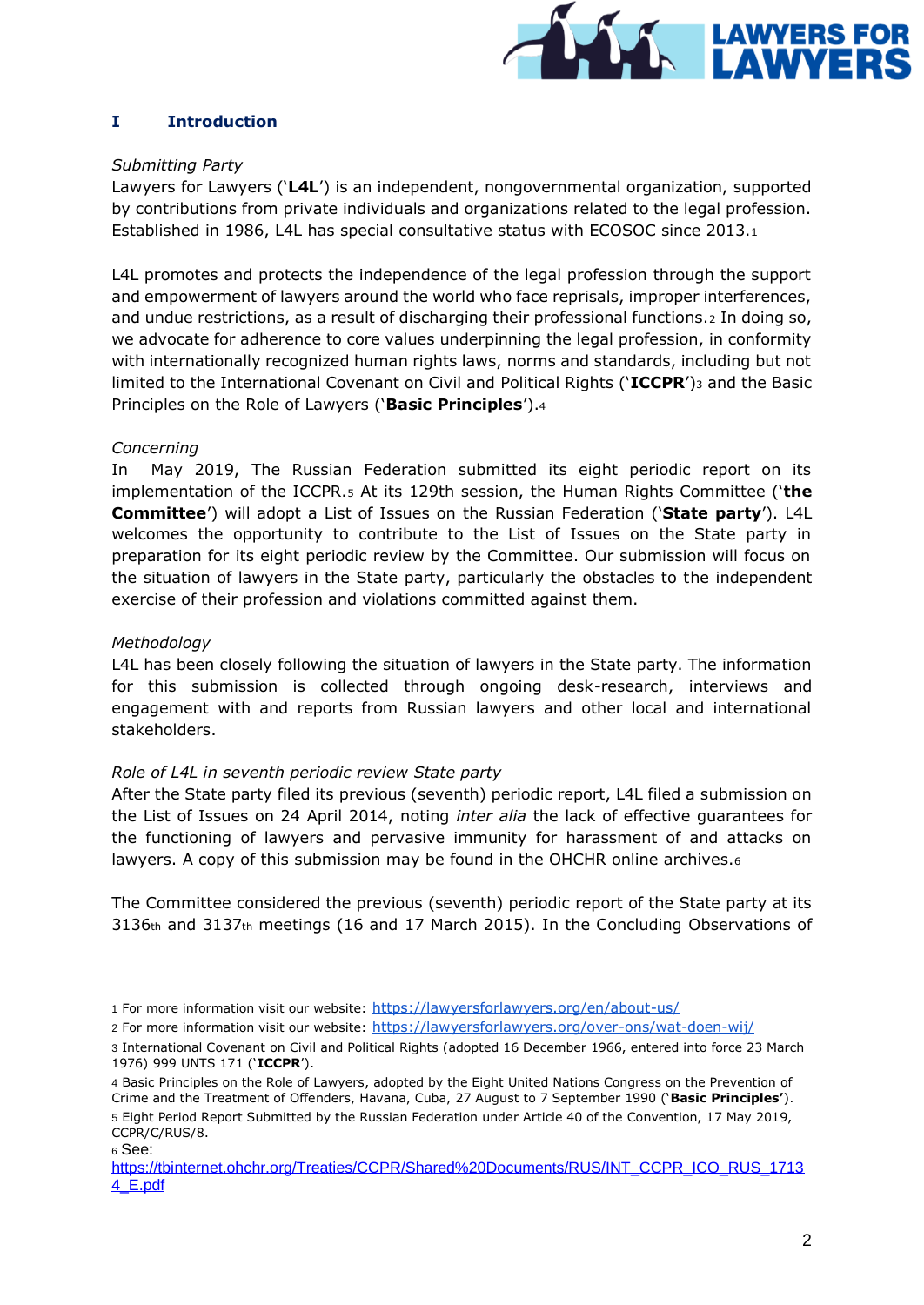## I Introduction

*Submitting Party*
Lawyers for Lawyers ('**L4L**') is an independent, nongovernmental organization, supported by contributions from private individuals and organizations related to the legal profession. Established in 1986, L4L has special consultative status with ECOSOC since 2013.[1]

L4L promotes and protects the independence of the legal profession through the support and empowerment of lawyers around the world who face reprisals, improper interferences, and undue restrictions, as a result of discharging their professional functions.[2] In doing so, we advocate for adherence to core values underpinning the legal profession, in conformity with internationally recognized human rights laws, norms and standards, including but not limited to the International Covenant on Civil and Political Rights ('**ICCPR**')[3] and the Basic Principles on the Role of Lawyers ('**Basic Principles**').[4]

*Concerning*
In May 2019, The Russian Federation submitted its eight periodic report on its implementation of the ICCPR.[5] At its 129th session, the Human Rights Committee ('**the Committee**') will adopt a List of Issues on the Russian Federation ('**State party**'). L4L welcomes the opportunity to contribute to the List of Issues on the State party in preparation for its eight periodic review by the Committee. Our submission will focus on the situation of lawyers in the State party, particularly the obstacles to the independent exercise of their profession and violations committed against them.

*Methodology*
L4L has been closely following the situation of lawyers in the State party. The information for this submission is collected through ongoing desk-research, interviews and engagement with and reports from Russian lawyers and other local and international stakeholders.

*Role of L4L in seventh periodic review State party*
After the State party filed its previous (seventh) periodic report, L4L filed a submission on the List of Issues on 24 April 2014, noting *inter alia* the lack of effective guarantees for the functioning of lawyers and pervasive immunity for harassment of and attacks on lawyers. A copy of this submission may be found in the OHCHR online archives.[6]

The Committee considered the previous (seventh) periodic report of the State party at its 3136th and 3137th meetings (16 and 17 March 2015). In the Concluding Observations of

---

1 For more information visit our website: https://lawyersforlawyers.org/en/about-us/

2 For more information visit our website: https://lawyersforlawyers.org/over-ons/wat-doen-wij/

3 International Covenant on Civil and Political Rights (adopted 16 December 1966, entered into force 23 March 1976) 999 UNTS 171 ('**ICCPR**').

4 Basic Principles on the Role of Lawyers, adopted by the Eight United Nations Congress on the Prevention of Crime and the Treatment of Offenders, Havana, Cuba, 27 August to 7 September 1990 ('**Basic Principles**').

5 Eight Period Report Submitted by the Russian Federation under Article 40 of the Convention, 17 May 2019, CCPR/C/RUS/8.

6 See: https://tbinternet.ohchr.org/Treaties/CCPR/Shared%20Documents/RUS/INT_CCPR_ICO_RUS_17134_E.pdf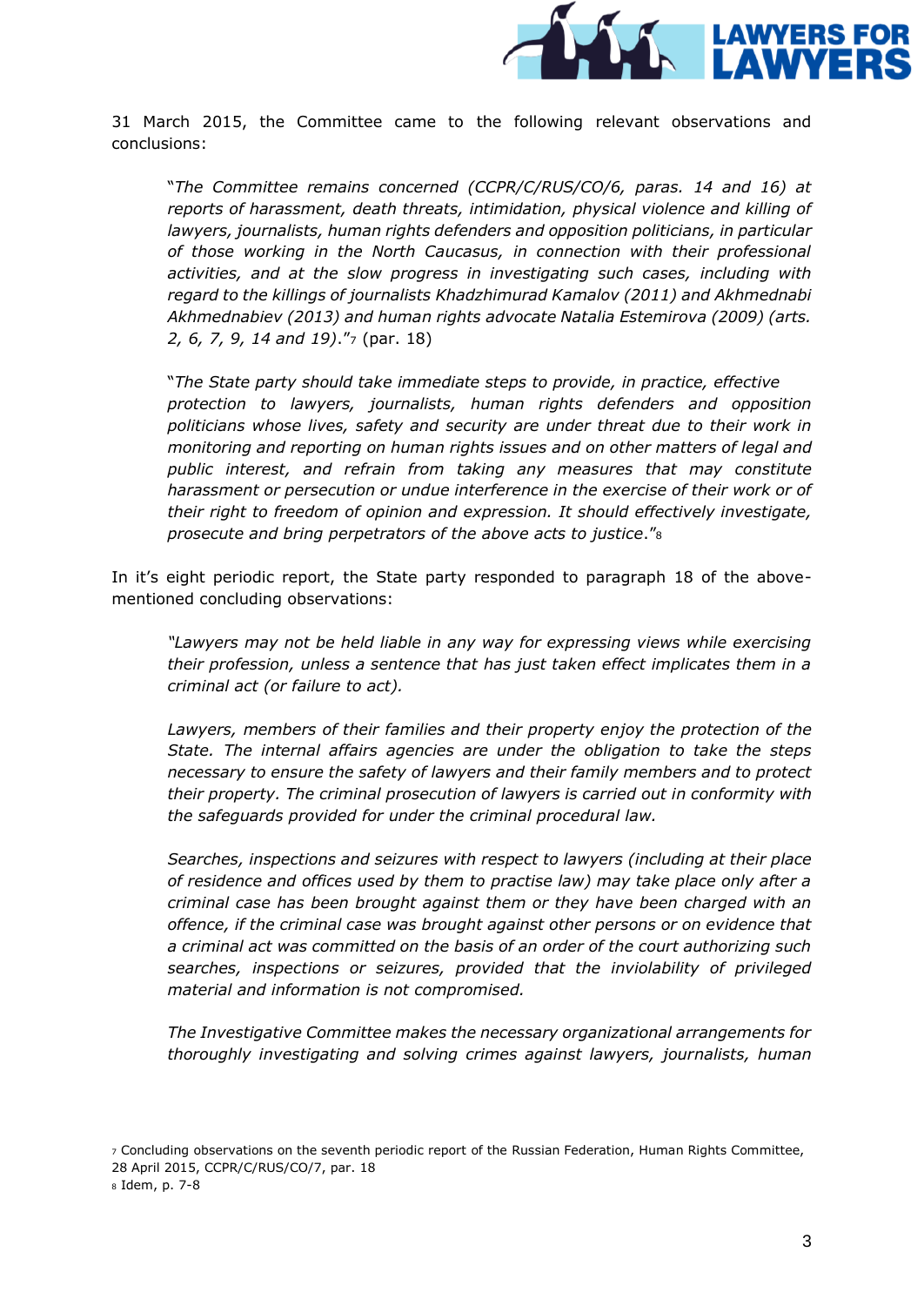31 March 2015, the Committee came to the following relevant observations and conclusions:

> "*The Committee remains concerned (CCPR/C/RUS/CO/6, paras. 14 and 16) at reports of harassment, death threats, intimidation, physical violence and killing of lawyers, journalists, human rights defenders and opposition politicians, in particular of those working in the North Caucasus, in connection with their professional activities, and at the slow progress in investigating such cases, including with regard to the killings of journalists Khadzhimurad Kamalov (2011) and Akhmednabi Akhmednabiev (2013) and human rights advocate Natalia Estemirova (2009) (arts. 2, 6, 7, 9, 14 and 19)*."[7] (par. 18)

> "*The State party should take immediate steps to provide, in practice, effective protection to lawyers, journalists, human rights defenders and opposition politicians whose lives, safety and security are under threat due to their work in monitoring and reporting on human rights issues and on other matters of legal and public interest, and refrain from taking any measures that may constitute harassment or persecution or undue interference in the exercise of their work or of their right to freedom of opinion and expression. It should effectively investigate, prosecute and bring perpetrators of the above acts to justice*."[8]

In it's eight periodic report, the State party responded to paragraph 18 of the above-mentioned concluding observations:

> *"Lawyers may not be held liable in any way for expressing views while exercising their profession, unless a sentence that has just taken effect implicates them in a criminal act (or failure to act).*
>
> *Lawyers, members of their families and their property enjoy the protection of the State. The internal affairs agencies are under the obligation to take the steps necessary to ensure the safety of lawyers and their family members and to protect their property. The criminal prosecution of lawyers is carried out in conformity with the safeguards provided for under the criminal procedural law.*
>
> *Searches, inspections and seizures with respect to lawyers (including at their place of residence and offices used by them to practise law) may take place only after a criminal case has been brought against them or they have been charged with an offence, if the criminal case was brought against other persons or on evidence that a criminal act was committed on the basis of an order of the court authorizing such searches, inspections or seizures, provided that the inviolability of privileged material and information is not compromised.*
>
> *The Investigative Committee makes the necessary organizational arrangements for thoroughly investigating and solving crimes against lawyers, journalists, human*

---

[7] Concluding observations on the seventh periodic report of the Russian Federation, Human Rights Committee, 28 April 2015, CCPR/C/RUS/CO/7, par. 18

[8] Idem, p. 7-8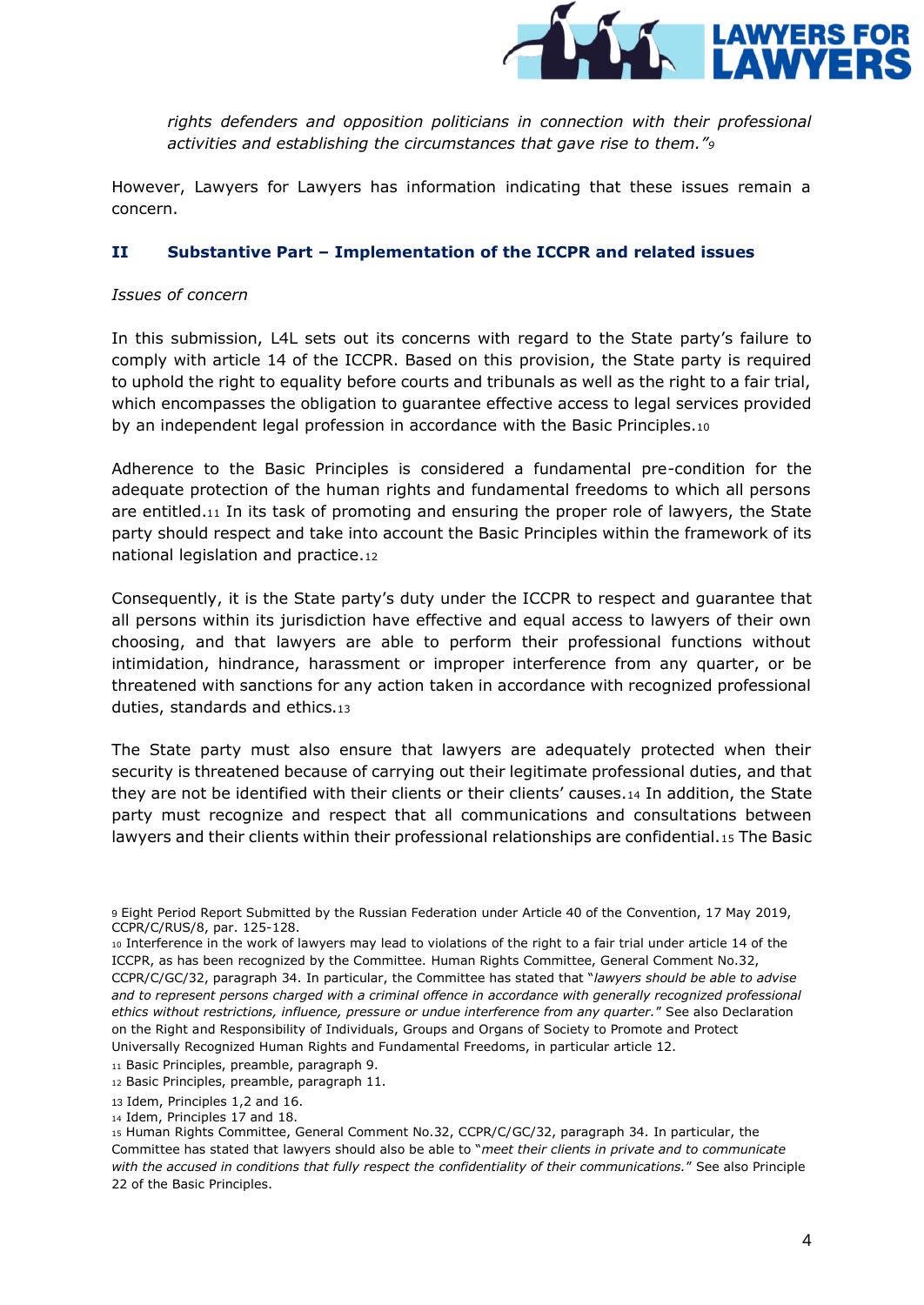*rights defenders and opposition politicians in connection with their professional activities and establishing the circumstances that gave rise to them."*[9]

However, Lawyers for Lawyers has information indicating that these issues remain a concern.

## II Substantive Part – Implementation of the ICCPR and related issues

*Issues of concern*

In this submission, L4L sets out its concerns with regard to the State party's failure to comply with article 14 of the ICCPR. Based on this provision, the State party is required to uphold the right to equality before courts and tribunals as well as the right to a fair trial, which encompasses the obligation to guarantee effective access to legal services provided by an independent legal profession in accordance with the Basic Principles.[10]

Adherence to the Basic Principles is considered a fundamental pre-condition for the adequate protection of the human rights and fundamental freedoms to which all persons are entitled.[11] In its task of promoting and ensuring the proper role of lawyers, the State party should respect and take into account the Basic Principles within the framework of its national legislation and practice.[12]

Consequently, it is the State party's duty under the ICCPR to respect and guarantee that all persons within its jurisdiction have effective and equal access to lawyers of their own choosing, and that lawyers are able to perform their professional functions without intimidation, hindrance, harassment or improper interference from any quarter, or be threatened with sanctions for any action taken in accordance with recognized professional duties, standards and ethics.[13]

The State party must also ensure that lawyers are adequately protected when their security is threatened because of carrying out their legitimate professional duties, and that they are not be identified with their clients or their clients' causes.[14] In addition, the State party must recognize and respect that all communications and consultations between lawyers and their clients within their professional relationships are confidential.[15] The Basic

---

[9] Eight Period Report Submitted by the Russian Federation under Article 40 of the Convention, 17 May 2019, CCPR/C/RUS/8, par. 125-128.

[10] Interference in the work of lawyers may lead to violations of the right to a fair trial under article 14 of the ICCPR, as has been recognized by the Committee. Human Rights Committee, General Comment No.32, CCPR/C/GC/32, paragraph 34. In particular, the Committee has stated that "*lawyers should be able to advise and to represent persons charged with a criminal offence in accordance with generally recognized professional ethics without restrictions, influence, pressure or undue interference from any quarter.*" See also Declaration on the Right and Responsibility of Individuals, Groups and Organs of Society to Promote and Protect Universally Recognized Human Rights and Fundamental Freedoms, in particular article 12.

[11] Basic Principles, preamble, paragraph 9.

[12] Basic Principles, preamble, paragraph 11.

[13] Idem, Principles 1,2 and 16.

[14] Idem, Principles 17 and 18.

[15] Human Rights Committee, General Comment No.32, CCPR/C/GC/32, paragraph 34. In particular, the Committee has stated that lawyers should also be able to "*meet their clients in private and to communicate with the accused in conditions that fully respect the confidentiality of their communications.*" See also Principle 22 of the Basic Principles.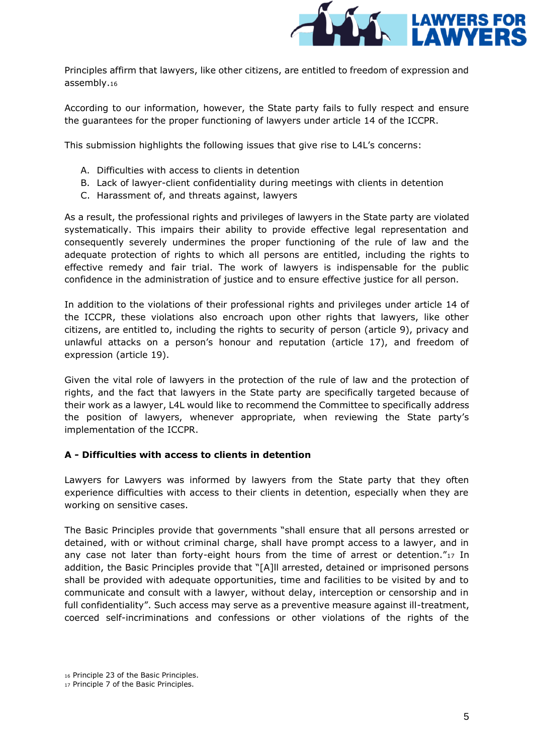Principles affirm that lawyers, like other citizens, are entitled to freedom of expression and assembly.[16]

According to our information, however, the State party fails to fully respect and ensure the guarantees for the proper functioning of lawyers under article 14 of the ICCPR.

This submission highlights the following issues that give rise to L4L's concerns:

A. Difficulties with access to clients in detention
B. Lack of lawyer-client confidentiality during meetings with clients in detention
C. Harassment of, and threats against, lawyers

As a result, the professional rights and privileges of lawyers in the State party are violated systematically. This impairs their ability to provide effective legal representation and consequently severely undermines the proper functioning of the rule of law and the adequate protection of rights to which all persons are entitled, including the rights to effective remedy and fair trial. The work of lawyers is indispensable for the public confidence in the administration of justice and to ensure effective justice for all person.

In addition to the violations of their professional rights and privileges under article 14 of the ICCPR, these violations also encroach upon other rights that lawyers, like other citizens, are entitled to, including the rights to security of person (article 9), privacy and unlawful attacks on a person's honour and reputation (article 17), and freedom of expression (article 19).

Given the vital role of lawyers in the protection of the rule of law and the protection of rights, and the fact that lawyers in the State party are specifically targeted because of their work as a lawyer, L4L would like to recommend the Committee to specifically address the position of lawyers, whenever appropriate, when reviewing the State party's implementation of the ICCPR.

**A - Difficulties with access to clients in detention**

Lawyers for Lawyers was informed by lawyers from the State party that they often experience difficulties with access to their clients in detention, especially when they are working on sensitive cases.

The Basic Principles provide that governments "shall ensure that all persons arrested or detained, with or without criminal charge, shall have prompt access to a lawyer, and in any case not later than forty-eight hours from the time of arrest or detention."[17] In addition, the Basic Principles provide that "[A]ll arrested, detained or imprisoned persons shall be provided with adequate opportunities, time and facilities to be visited by and to communicate and consult with a lawyer, without delay, interception or censorship and in full confidentiality". Such access may serve as a preventive measure against ill-treatment, coerced self-incriminations and confessions or other violations of the rights of the

[16] Principle 23 of the Basic Principles.
[17] Principle 7 of the Basic Principles.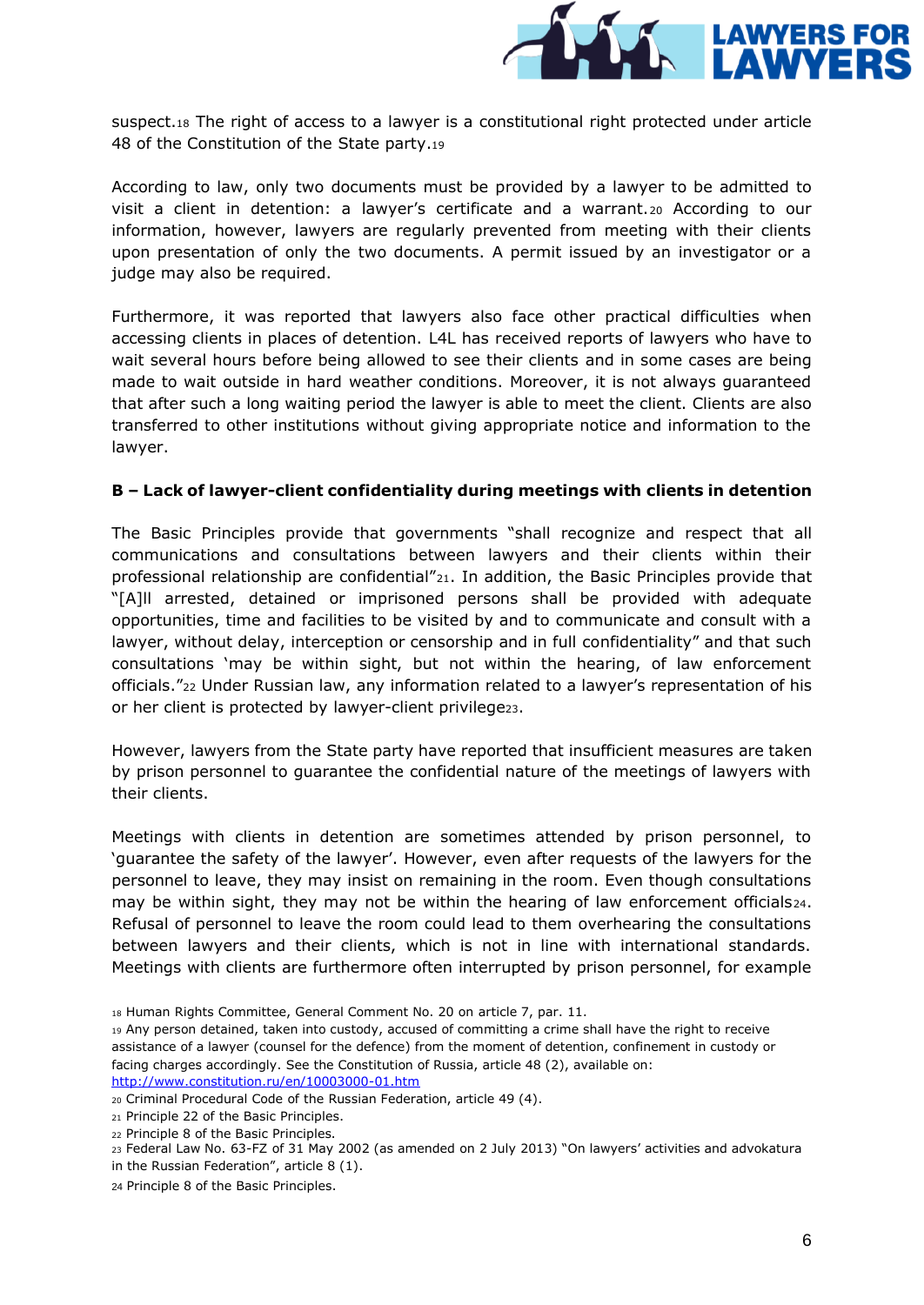suspect.[18] The right of access to a lawyer is a constitutional right protected under article 48 of the Constitution of the State party.[19]

According to law, only two documents must be provided by a lawyer to be admitted to visit a client in detention: a lawyer's certificate and a warrant.[20] According to our information, however, lawyers are regularly prevented from meeting with their clients upon presentation of only the two documents. A permit issued by an investigator or a judge may also be required.

Furthermore, it was reported that lawyers also face other practical difficulties when accessing clients in places of detention. L4L has received reports of lawyers who have to wait several hours before being allowed to see their clients and in some cases are being made to wait outside in hard weather conditions. Moreover, it is not always guaranteed that after such a long waiting period the lawyer is able to meet the client. Clients are also transferred to other institutions without giving appropriate notice and information to the lawyer.

**B – Lack of lawyer-client confidentiality during meetings with clients in detention**

The Basic Principles provide that governments "shall recognize and respect that all communications and consultations between lawyers and their clients within their professional relationship are confidential"[21]. In addition, the Basic Principles provide that "[A]ll arrested, detained or imprisoned persons shall be provided with adequate opportunities, time and facilities to be visited by and to communicate and consult with a lawyer, without delay, interception or censorship and in full confidentiality" and that such consultations 'may be within sight, but not within the hearing, of law enforcement officials."[22] Under Russian law, any information related to a lawyer's representation of his or her client is protected by lawyer-client privilege[23].

However, lawyers from the State party have reported that insufficient measures are taken by prison personnel to guarantee the confidential nature of the meetings of lawyers with their clients.

Meetings with clients in detention are sometimes attended by prison personnel, to 'guarantee the safety of the lawyer'. However, even after requests of the lawyers for the personnel to leave, they may insist on remaining in the room. Even though consultations may be within sight, they may not be within the hearing of law enforcement officials[24]. Refusal of personnel to leave the room could lead to them overhearing the consultations between lawyers and their clients, which is not in line with international standards. Meetings with clients are furthermore often interrupted by prison personnel, for example

---

[18] Human Rights Committee, General Comment No. 20 on article 7, par. 11.

[19] Any person detained, taken into custody, accused of committing a crime shall have the right to receive assistance of a lawyer (counsel for the defence) from the moment of detention, confinement in custody or facing charges accordingly. See the Constitution of Russia, article 48 (2), available on: http://www.constitution.ru/en/10003000-01.htm

[20] Criminal Procedural Code of the Russian Federation, article 49 (4).

[21] Principle 22 of the Basic Principles.

[22] Principle 8 of the Basic Principles.

[23] Federal Law No. 63-FZ of 31 May 2002 (as amended on 2 July 2013) "On lawyers' activities and advokatura in the Russian Federation", article 8 (1).

[24] Principle 8 of the Basic Principles.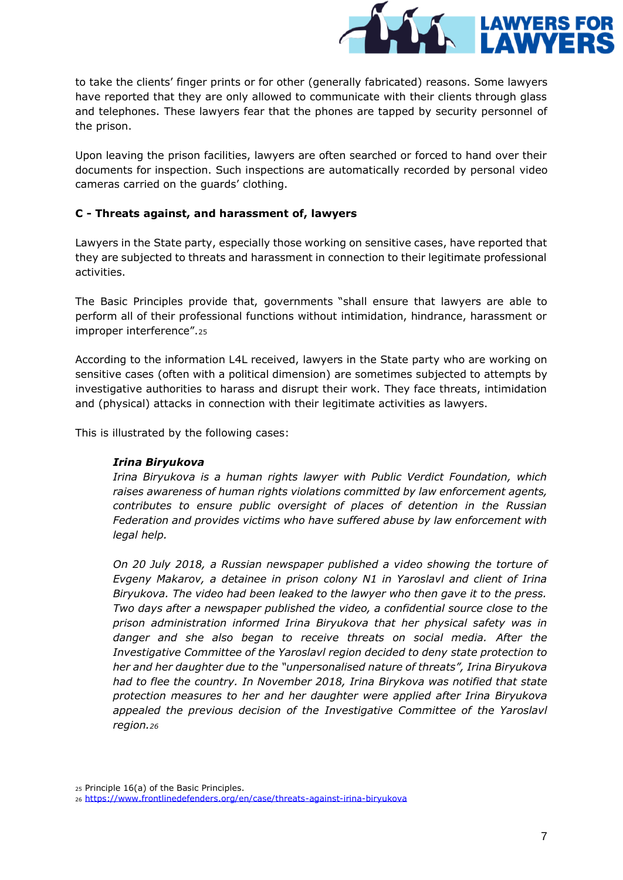to take the clients' finger prints or for other (generally fabricated) reasons. Some lawyers have reported that they are only allowed to communicate with their clients through glass and telephones. These lawyers fear that the phones are tapped by security personnel of the prison.

Upon leaving the prison facilities, lawyers are often searched or forced to hand over their documents for inspection. Such inspections are automatically recorded by personal video cameras carried on the guards' clothing.

**C - Threats against, and harassment of, lawyers**

Lawyers in the State party, especially those working on sensitive cases, have reported that they are subjected to threats and harassment in connection to their legitimate professional activities.

The Basic Principles provide that, governments "shall ensure that lawyers are able to perform all of their professional functions without intimidation, hindrance, harassment or improper interference".[25]

According to the information L4L received, lawyers in the State party who are working on sensitive cases (often with a political dimension) are sometimes subjected to attempts by investigative authorities to harass and disrupt their work. They face threats, intimidation and (physical) attacks in connection with their legitimate activities as lawyers.

This is illustrated by the following cases:

> ***Irina Biryukova***
> *Irina Biryukova is a human rights lawyer with Public Verdict Foundation, which raises awareness of human rights violations committed by law enforcement agents, contributes to ensure public oversight of places of detention in the Russian Federation and provides victims who have suffered abuse by law enforcement with legal help.*
>
> *On 20 July 2018, a Russian newspaper published a video showing the torture of Evgeny Makarov, a detainee in prison colony N1 in Yaroslavl and client of Irina Biryukova. The video had been leaked to the lawyer who then gave it to the press. Two days after a newspaper published the video, a confidential source close to the prison administration informed Irina Biryukova that her physical safety was in danger and she also began to receive threats on social media. After the Investigative Committee of the Yaroslavl region decided to deny state protection to her and her daughter due to the "unpersonalised nature of threats", Irina Biryukova had to flee the country. In November 2018, Irina Birykova was notified that state protection measures to her and her daughter were applied after Irina Biryukova appealed the previous decision of the Investigative Committee of the Yaroslavl region.*[26]

[25] Principle 16(a) of the Basic Principles.

[26] https://www.frontlinedefenders.org/en/case/threats-against-irina-biryukova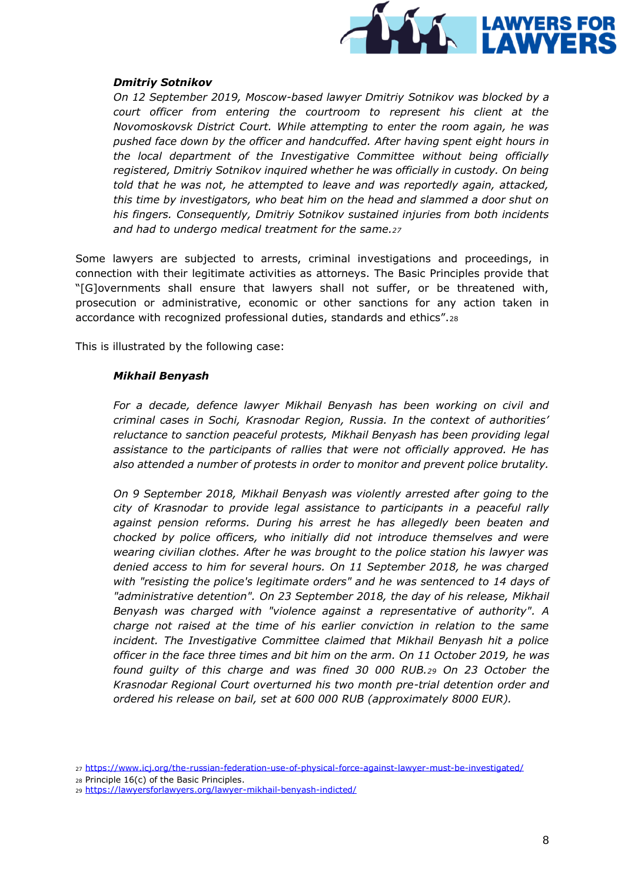***Dmitriy Sotnikov***

*On 12 September 2019, Moscow-based lawyer Dmitriy Sotnikov was blocked by a court officer from entering the courtroom to represent his client at the Novomoskovsk District Court. While attempting to enter the room again, he was pushed face down by the officer and handcuffed. After having spent eight hours in the local department of the Investigative Committee without being officially registered, Dmitriy Sotnikov inquired whether he was officially in custody. On being told that he was not, he attempted to leave and was reportedly again, attacked, this time by investigators, who beat him on the head and slammed a door shut on his fingers. Consequently, Dmitriy Sotnikov sustained injuries from both incidents and had to undergo medical treatment for the same.*[27]

Some lawyers are subjected to arrests, criminal investigations and proceedings, in connection with their legitimate activities as attorneys. The Basic Principles provide that "[G]overnments shall ensure that lawyers shall not suffer, or be threatened with, prosecution or administrative, economic or other sanctions for any action taken in accordance with recognized professional duties, standards and ethics".[28]

This is illustrated by the following case:

***Mikhail Benyash***

*For a decade, defence lawyer Mikhail Benyash has been working on civil and criminal cases in Sochi, Krasnodar Region, Russia. In the context of authorities' reluctance to sanction peaceful protests, Mikhail Benyash has been providing legal assistance to the participants of rallies that were not officially approved. He has also attended a number of protests in order to monitor and prevent police brutality.*

*On 9 September 2018, Mikhail Benyash was violently arrested after going to the city of Krasnodar to provide legal assistance to participants in a peaceful rally against pension reforms. During his arrest he has allegedly been beaten and chocked by police officers, who initially did not introduce themselves and were wearing civilian clothes. After he was brought to the police station his lawyer was denied access to him for several hours. On 11 September 2018, he was charged with "resisting the police's legitimate orders" and he was sentenced to 14 days of "administrative detention". On 23 September 2018, the day of his release, Mikhail Benyash was charged with "violence against a representative of authority". A charge not raised at the time of his earlier conviction in relation to the same incident. The Investigative Committee claimed that Mikhail Benyash hit a police officer in the face three times and bit him on the arm. On 11 October 2019, he was found guilty of this charge and was fined 30 000 RUB.*[29] *On 23 October the Krasnodar Regional Court overturned his two month pre-trial detention order and ordered his release on bail, set at 600 000 RUB (approximately 8000 EUR).*

---

[27] https://www.icj.org/the-russian-federation-use-of-physical-force-against-lawyer-must-be-investigated/

[28] Principle 16(c) of the Basic Principles.

[29] https://lawyersforlawyers.org/lawyer-mikhail-benyash-indicted/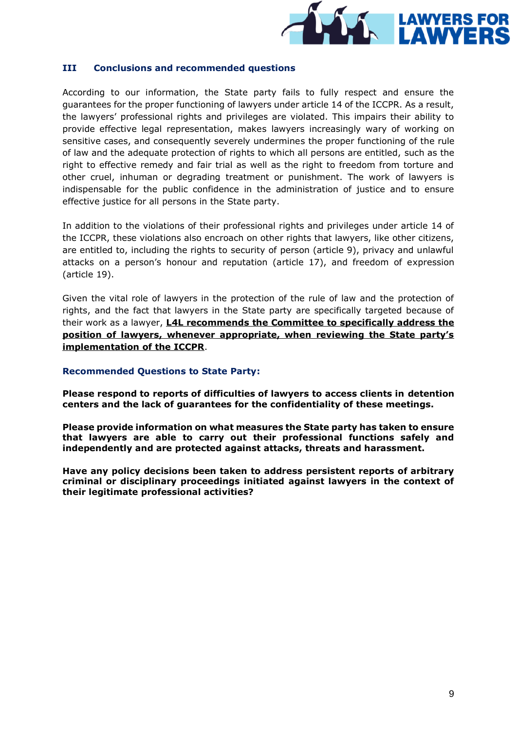## III Conclusions and recommended questions

According to our information, the State party fails to fully respect and ensure the guarantees for the proper functioning of lawyers under article 14 of the ICCPR. As a result, the lawyers' professional rights and privileges are violated. This impairs their ability to provide effective legal representation, makes lawyers increasingly wary of working on sensitive cases, and consequently severely undermines the proper functioning of the rule of law and the adequate protection of rights to which all persons are entitled, such as the right to effective remedy and fair trial as well as the right to freedom from torture and other cruel, inhuman or degrading treatment or punishment. The work of lawyers is indispensable for the public confidence in the administration of justice and to ensure effective justice for all persons in the State party.

In addition to the violations of their professional rights and privileges under article 14 of the ICCPR, these violations also encroach on other rights that lawyers, like other citizens, are entitled to, including the rights to security of person (article 9), privacy and unlawful attacks on a person's honour and reputation (article 17), and freedom of expression (article 19).

Given the vital role of lawyers in the protection of the rule of law and the protection of rights, and the fact that lawyers in the State party are specifically targeted because of their work as a lawyer, **L4L recommends the Committee to specifically address the position of lawyers, whenever appropriate, when reviewing the State party's implementation of the ICCPR**.

### Recommended Questions to State Party:

**Please respond to reports of difficulties of lawyers to access clients in detention centers and the lack of guarantees for the confidentiality of these meetings.**

**Please provide information on what measures the State party has taken to ensure that lawyers are able to carry out their professional functions safely and independently and are protected against attacks, threats and harassment.**

**Have any policy decisions been taken to address persistent reports of arbitrary criminal or disciplinary proceedings initiated against lawyers in the context of their legitimate professional activities?**